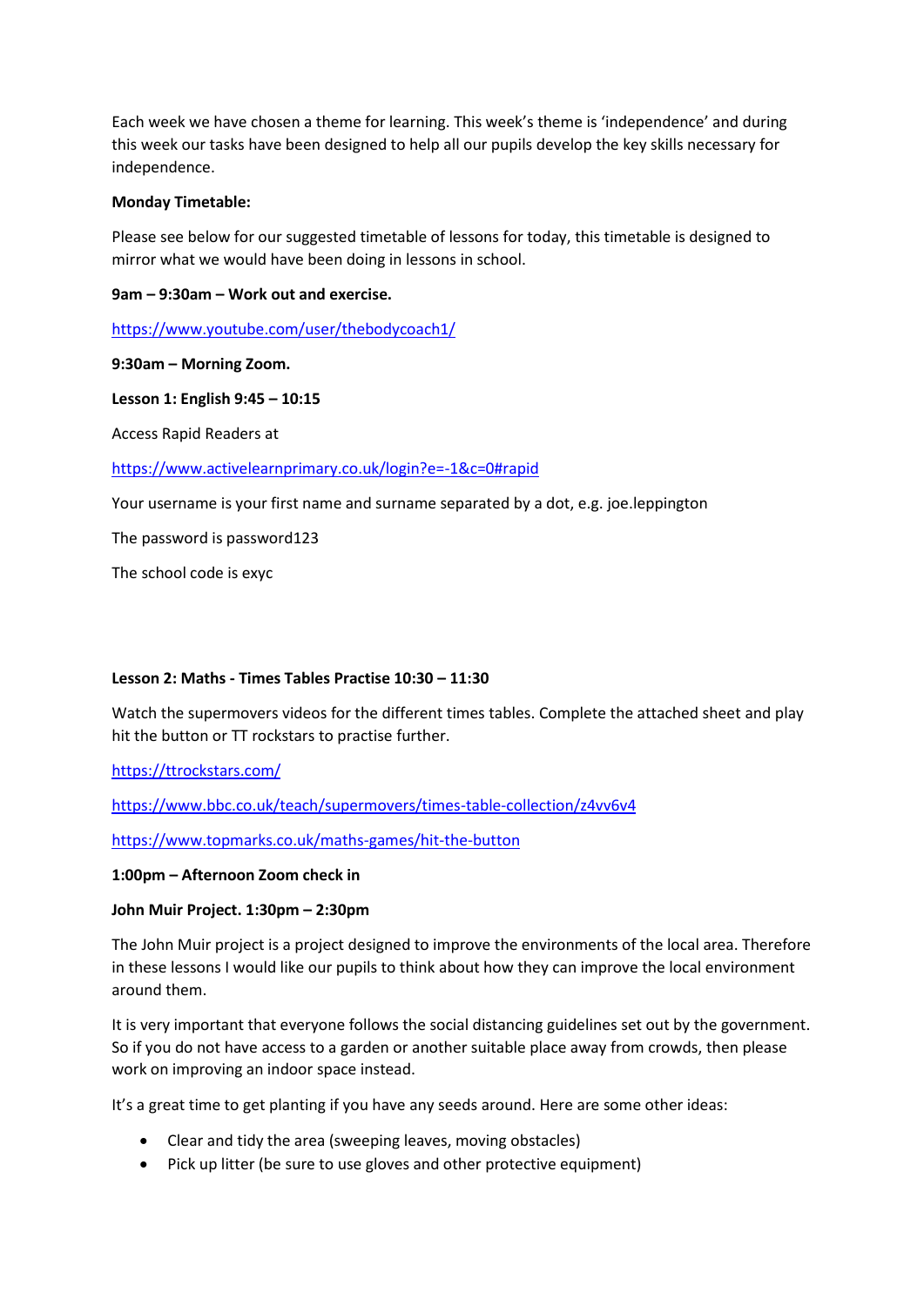Each week we have chosen a theme for learning. This week's theme is 'independence' and during this week our tasks have been designed to help all our pupils develop the key skills necessary for independence.

**Monday Timetable:**

Please see below for our suggested timetable of lessons for today, this timetable is designed to mirror what we would have been doing in lessons in school.

**9am – 9:30am – Work out and exercise.**

https://www.youtube.com/user/thebodycoach1/

**9:30am – Morning Zoom.**

**Lesson 1: English 9:45 – 10:15**

Access Rapid Readers at

https://www.activelearnprimary.co.uk/login?e=-1&c=0#rapid

Your username is your first name and surname separated by a dot, e.g. joe.leppington

The password is password123

The school code is exyc

**Lesson 2: Maths - Times Tables Practise 10:30 – 11:30**

Watch the supermovers videos for the different times tables. Complete the attached sheet and play hit the button or TT rockstars to practise further.

https://ttrockstars.com/

https://www.bbc.co.uk/teach/supermovers/times-table-collection/z4vv6v4

https://www.topmarks.co.uk/maths-games/hit-the-button

**1:00pm – Afternoon Zoom check in**

**John Muir Project. 1:30pm – 2:30pm**

The John Muir project is a project designed to improve the environments of the local area. Therefore in these lessons I would like our pupils to think about how they can improve the local environment around them.

It is very important that everyone follows the social distancing guidelines set out by the government. So if you do not have access to a garden or another suitable place away from crowds, then please work on improving an indoor space instead.

It's a great time to get planting if you have any seeds around. Here are some other ideas:

- Clear and tidy the area (sweeping leaves, moving obstacles)
- Pick up litter (be sure to use gloves and other protective equipment)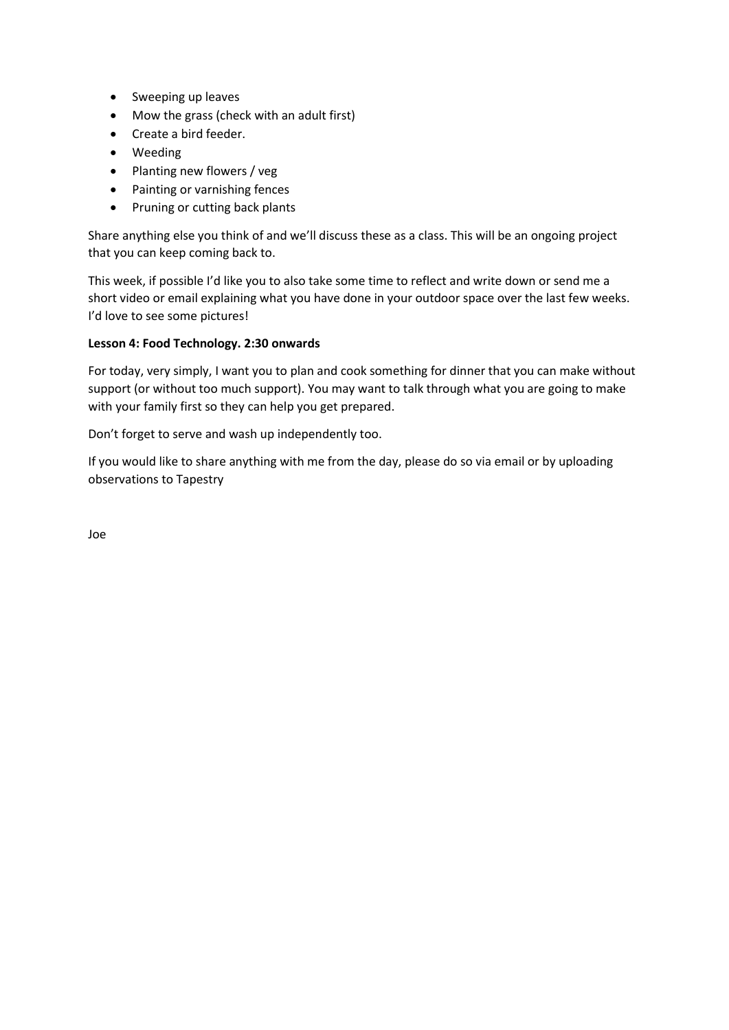- Sweeping up leaves
- Mow the grass (check with an adult first)
- Create a bird feeder.
- Weeding
- Planting new flowers / veg
- Painting or varnishing fences
- Pruning or cutting back plants

Share anything else you think of and we'll discuss these as a class. This will be an ongoing project that you can keep coming back to.

This week, if possible I'd like you to also take some time to reflect and write down or send me a short video or email explaining what you have done in your outdoor space over the last few weeks. I'd love to see some pictures!

**Lesson 4: Food Technology. 2:30 onwards**

For today, very simply, I want you to plan and cook something for dinner that you can make without support (or without too much support). You may want to talk through what you are going to make with your family first so they can help you get prepared.

Don't forget to serve and wash up independently too.

If you would like to share anything with me from the day, please do so via email or by uploading observations to Tapestry

Joe